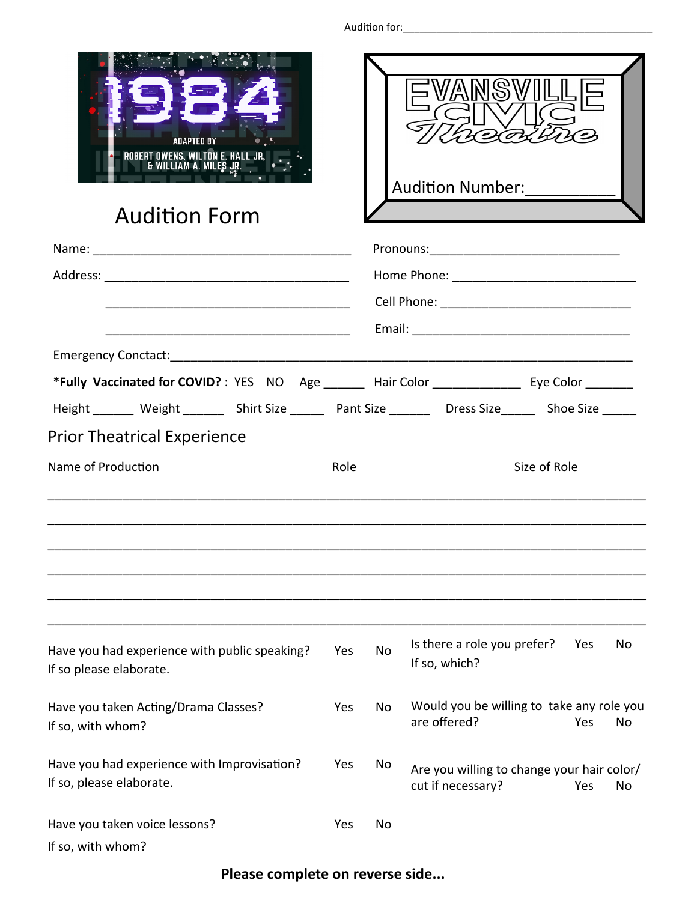Audition for:___________________________________________

1984

ADAPTED BY

ROBERT OWENS, WILTON E. HALL JR, & WILLIAM A. MILES JR.

EVANSVILLE CIVIC Theatre

Audition Number:__________

# Audition Form

Name: ________________________________________ Pronouns:____________________________

Address: ____________________________________ Home Phone: ___________________________

_____________________________________ Cell Phone: _____________________________

_____________________________________ Email: _________________________________

Emergency Conctact:__________________________________________________________________

**\*Fully Vaccinated for COVID?** : YES NO Age ______ Hair Color _____________ Eye Color _______

Height ______ Weight ______ Shirt Size _____ Pant Size ______ Dress Size_____ Shoe Size _____

## Prior Theatrical Experience

| Name of Production | Role | Size of Role |
|---|---|---|
| | | |
| | | |
| | | |
| | | |
| | | |
| | | |

Have you had experience with public speaking? Yes No
If so please elaborate.

Have you taken Acting/Drama Classes? Yes No
If so, with whom?

Have you had experience with Improvisation? Yes No
If so, please elaborate.

Have you taken voice lessons? Yes No
If so, with whom?

Is there a role you prefer? Yes No
If so, which?

Would you be willing to take any role you are offered? Yes No

Are you willing to change your hair color/ cut if necessary? Yes No

**Please complete on reverse side...**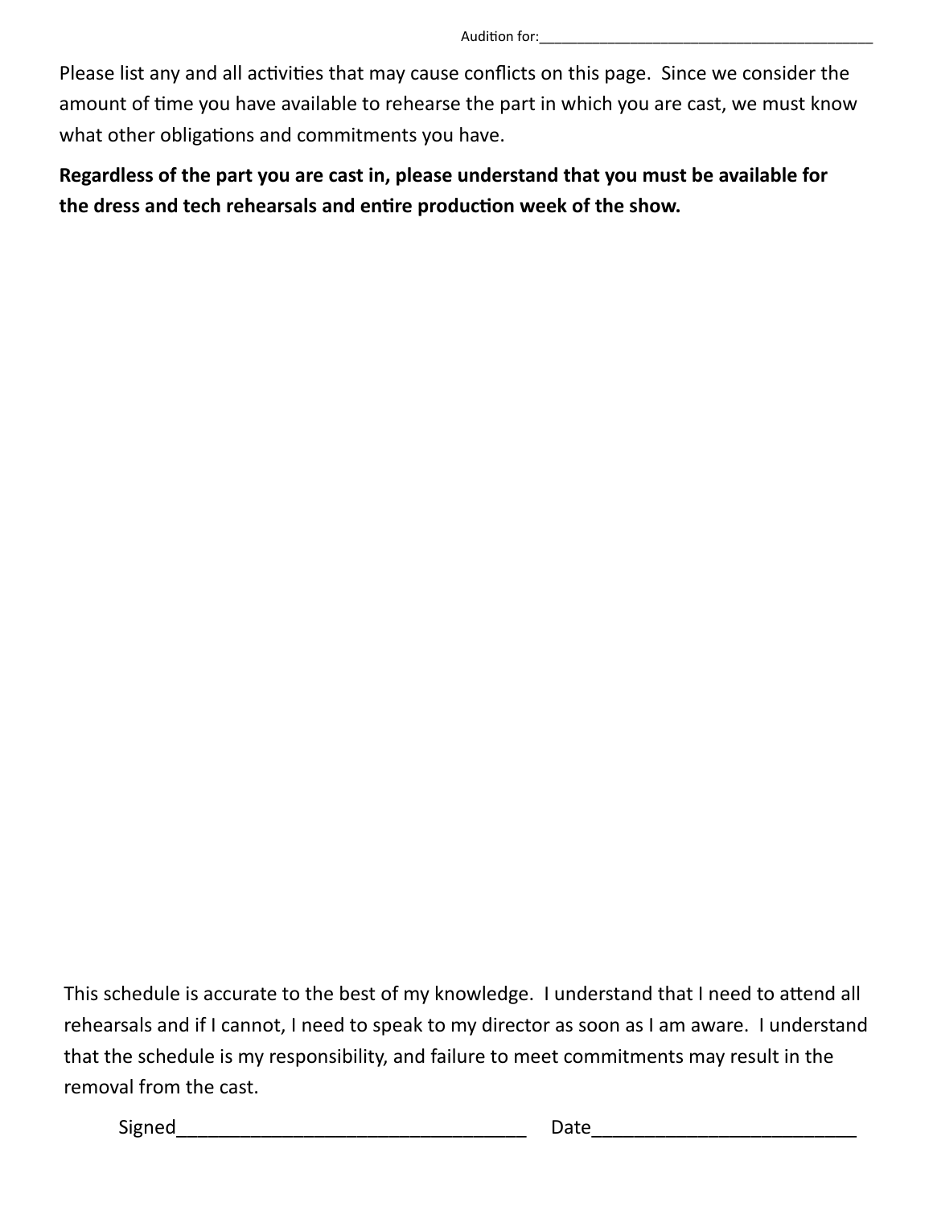Audition for:\_\_\_\_\_\_\_\_\_\_\_\_\_\_\_\_\_\_\_\_\_\_\_\_\_\_\_\_\_\_\_\_\_\_\_\_\_\_\_\_\_\_\_\_

Please list any and all activities that may cause conflicts on this page. Since we consider the amount of time you have available to rehearse the part in which you are cast, we must know what other obligations and commitments you have.

**Regardless of the part you are cast in, please understand that you must be available for the dress and tech rehearsals and entire production week of the show.**

This schedule is accurate to the best of my knowledge. I understand that I need to attend all rehearsals and if I cannot, I need to speak to my director as soon as I am aware. I understand that the schedule is my responsibility, and failure to meet commitments may result in the removal from the cast.

Signed\_\_\_\_\_\_\_\_\_\_\_\_\_\_\_\_\_\_\_\_\_\_\_\_\_\_\_\_\_\_\_\_\_\_ Date\_\_\_\_\_\_\_\_\_\_\_\_\_\_\_\_\_\_\_\_\_\_\_\_\_\_